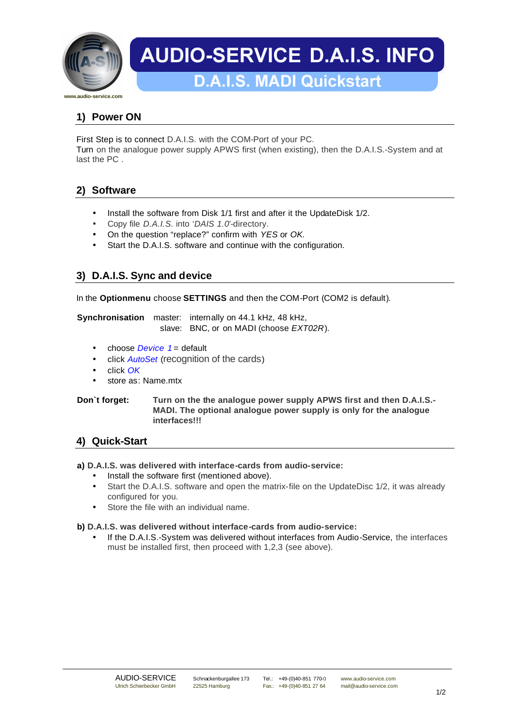# AUDIO-SERVICE D.A.I.S. INFO

## D.A.I.S. MADI Quickstart

www.audio-service.com

## 1) Power ON

First Step is to connect D.A.I.S. with the COM-Port of your PC.
Turn on the analogue power supply APWS first (when existing), then the D.A.I.S.-System and at last the PC .

## 2) Software

- Install the software from Disk 1/1 first and after it the UpdateDisk 1/2.
- Copy file *D.A.I.S.* into '*DAIS 1.0*'-directory.
- On the question "replace?" confirm with *YES* or *OK.*
- Start the D.A.I.S. software and continue with the configuration.

## 3) D.A.I.S. Sync and device

In the **Optionmenu** choose **SETTINGS** and then the COM-Port (COM2 is default).

**Synchronisation** master: internally on 44.1 kHz, 48 kHz,
slave: BNC, or on MADI (choose *EXT02R*).

- choose *Device 1* = default
- click *AutoSet* (recognition of the cards)
- click *OK*
- store as: Name.mtx

**Don`t forget:** **Turn on the the analogue power supply APWS first and then D.A.I.S.-MADI. The optional analogue power supply is only for the analogue interfaces!!!**

## 4) Quick-Start

**a) D.A.I.S. was delivered with interface-cards from audio-service:**

- Install the software first (mentioned above).
- Start the D.A.I.S. software and open the matrix-file on the UpdateDisc 1/2, it was already configured for you.
- Store the file with an individual name.

**b) D.A.I.S. was delivered without interface-cards from audio-service:**

- If the D.A.I.S.-System was delivered without interfaces from Audio-Service, the interfaces must be installed first, then proceed with 1,2,3 (see above).

AUDIO-SERVICE
Ulrich Schierbecker GmbH
Schnackenburgallee 173
22525 Hamburg
Tel.: +49-(0)40-851 770-0
Fax.: +49-(0)40-851 27 64
www.audio-service.com
mail@audio-service.com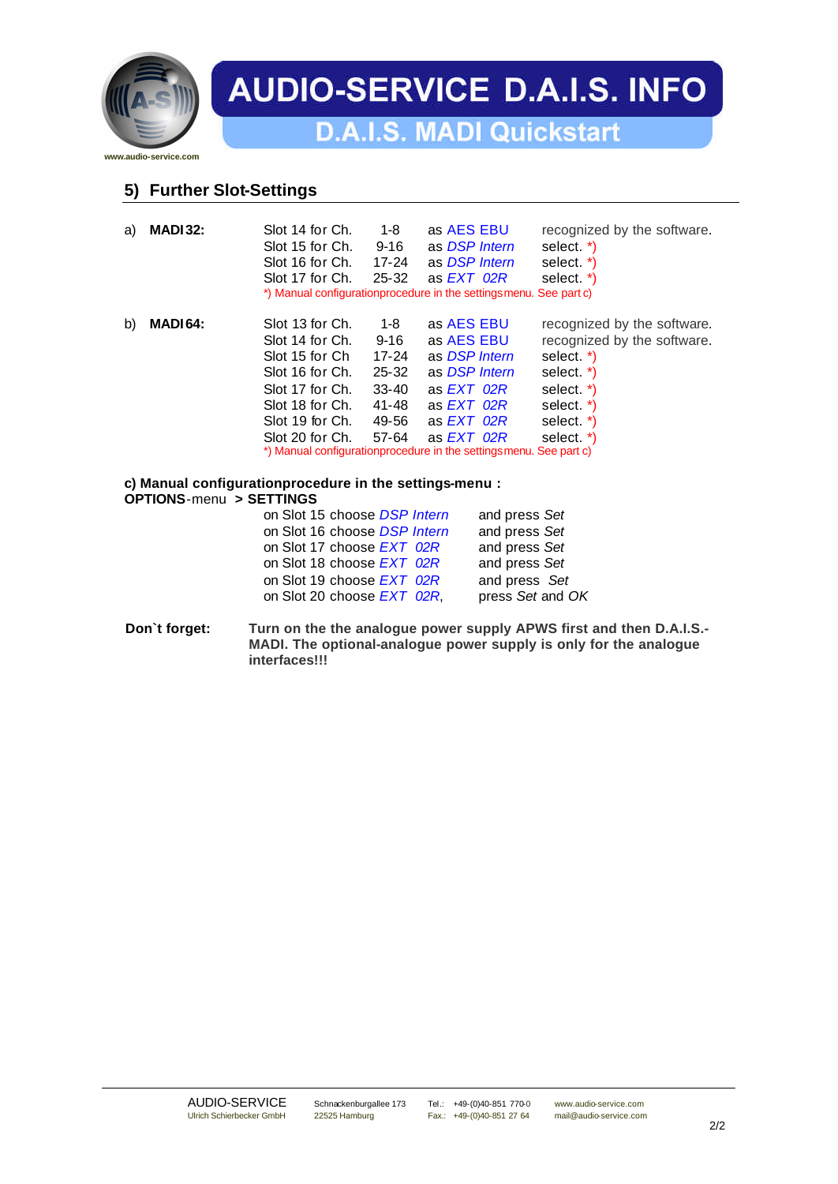## 5) Further Slot-Settings

a) **MADI32:**

| | | | |
|---|---|---|---|
| Slot 14 for Ch. | 1-8 | as AES EBU | recognized by the software. |
| Slot 15 for Ch. | 9-16 | as *DSP Intern* | select. *) |
| Slot 16 for Ch. | 17-24 | as *DSP Intern* | select. *) |
| Slot 17 for Ch. | 25-32 | as *EXT 02R* | select. *) |

*) Manual configurationprocedure in the settingsmenu. See part c)

b) **MADI64:**

| | | | |
|---|---|---|---|
| Slot 13 for Ch. | 1-8 | as AES EBU | recognized by the software. |
| Slot 14 for Ch. | 9-16 | as AES EBU | recognized by the software. |
| Slot 15 for Ch | 17-24 | as *DSP Intern* | select. *) |
| Slot 16 for Ch. | 25-32 | as *DSP Intern* | select. *) |
| Slot 17 for Ch. | 33-40 | as *EXT 02R* | select. *) |
| Slot 18 for Ch. | 41-48 | as *EXT 02R* | select. *) |
| Slot 19 for Ch. | 49-56 | as *EXT 02R* | select. *) |
| Slot 20 for Ch. | 57-64 | as *EXT 02R* | select. *) |

*) Manual configurationprocedure in the settingsmenu. See part c)

**c) Manual configurationprocedure in the settings-menu :**
**OPTIONS**-menu **> SETTINGS**

| | |
|---|---|
| on Slot 15 choose *DSP Intern* | and press *Set* |
| on Slot 16 choose *DSP Intern* | and press *Set* |
| on Slot 17 choose *EXT 02R* | and press *Set* |
| on Slot 18 choose *EXT 02R* | and press *Set* |
| on Slot 19 choose *EXT 02R* | and press *Set* |
| on Slot 20 choose *EXT 02R*, | press *Set* and *OK* |

**Don`t forget:** **Turn on the the analogue power supply APWS first and then D.A.I.S.-MADI. The optional-analogue power supply is only for the analogue interfaces!!!**